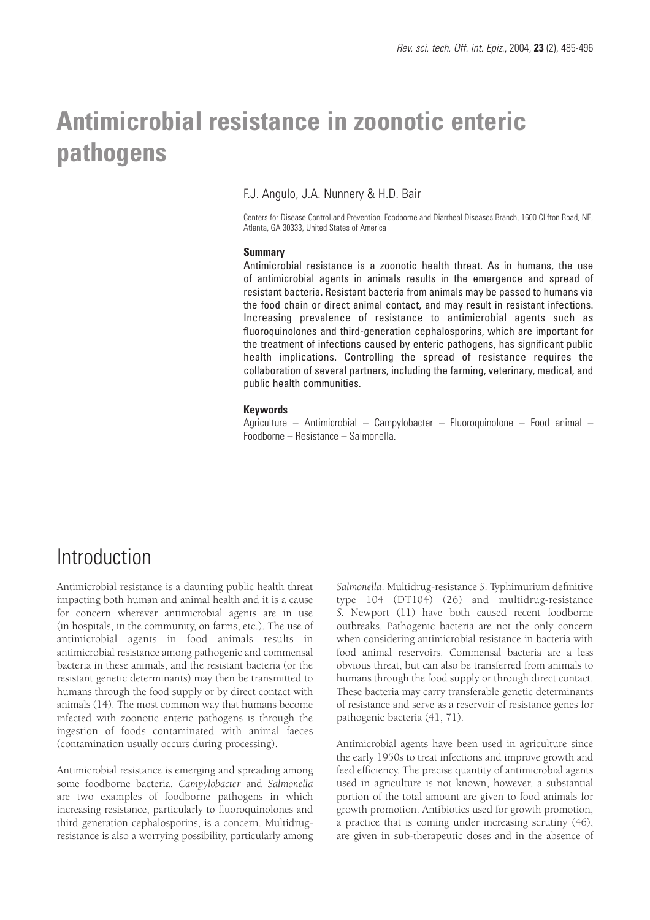# Antimicrobial resistance in zoonotic enteric pathogens

F.J. Angulo, J.A. Nunnery & H.D. Bair

Centers for Disease Control and Prevention, Foodborne and Diarrheal Diseases Branch, 1600 Clifton Road, NE, Atlanta, GA 30333, United States of America

**Summary**

Antimicrobial resistance is a zoonotic health threat. As in humans, the use of antimicrobial agents in animals results in the emergence and spread of resistant bacteria. Resistant bacteria from animals may be passed to humans via the food chain or direct animal contact, and may result in resistant infections. Increasing prevalence of resistance to antimicrobial agents such as fluoroquinolones and third-generation cephalosporins, which are important for the treatment of infections caused by enteric pathogens, has significant public health implications. Controlling the spread of resistance requires the collaboration of several partners, including the farming, veterinary, medical, and public health communities.

**Keywords**

Agriculture – Antimicrobial – Campylobacter – Fluoroquinolone – Food animal – Foodborne – Resistance – Salmonella.

## Introduction

Antimicrobial resistance is a daunting public health threat impacting both human and animal health and it is a cause for concern wherever antimicrobial agents are in use (in hospitals, in the community, on farms, etc.). The use of antimicrobial agents in food animals results in antimicrobial resistance among pathogenic and commensal bacteria in these animals, and the resistant bacteria (or the resistant genetic determinants) may then be transmitted to humans through the food supply or by direct contact with animals (14). The most common way that humans become infected with zoonotic enteric pathogens is through the ingestion of foods contaminated with animal faeces (contamination usually occurs during processing).

Antimicrobial resistance is emerging and spreading among some foodborne bacteria. *Campylobacter* and *Salmonella* are two examples of foodborne pathogens in which increasing resistance, particularly to fluoroquinolones and third generation cephalosporins, is a concern. Multidrug-resistance is also a worrying possibility, particularly among *Salmonella*. Multidrug-resistance *S.* Typhimurium definitive type 104 (DT104) (26) and multidrug-resistance *S.* Newport (11) have both caused recent foodborne outbreaks. Pathogenic bacteria are not the only concern when considering antimicrobial resistance in bacteria with food animal reservoirs. Commensal bacteria are a less obvious threat, but can also be transferred from animals to humans through the food supply or through direct contact. These bacteria may carry transferable genetic determinants of resistance and serve as a reservoir of resistance genes for pathogenic bacteria (41, 71).

Antimicrobial agents have been used in agriculture since the early 1950s to treat infections and improve growth and feed efficiency. The precise quantity of antimicrobial agents used in agriculture is not known, however, a substantial portion of the total amount are given to food animals for growth promotion. Antibiotics used for growth promotion, a practice that is coming under increasing scrutiny (46), are given in sub-therapeutic doses and in the absence of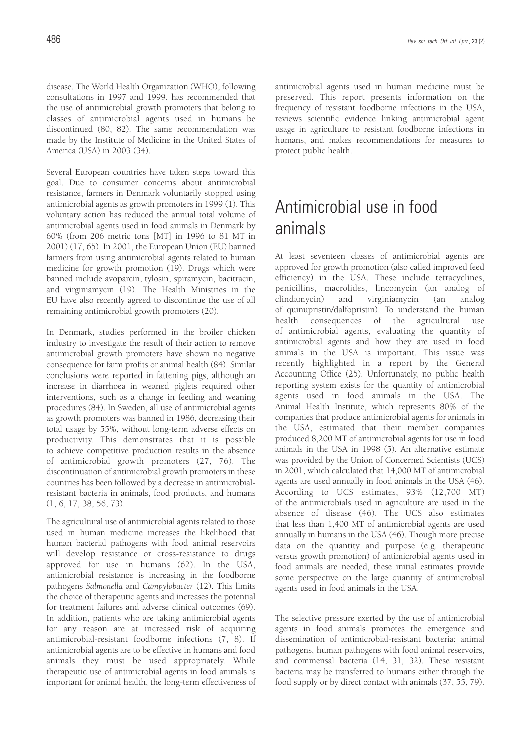disease. The World Health Organization (WHO), following consultations in 1997 and 1999, has recommended that the use of antimicrobial growth promoters that belong to classes of antimicrobial agents used in humans be discontinued (80, 82). The same recommendation was made by the Institute of Medicine in the United States of America (USA) in 2003 (34).

Several European countries have taken steps toward this goal. Due to consumer concerns about antimicrobial resistance, farmers in Denmark voluntarily stopped using antimicrobial agents as growth promoters in 1999 (1). This voluntary action has reduced the annual total volume of antimicrobial agents used in food animals in Denmark by 60% (from 206 metric tons [MT] in 1996 to 81 MT in 2001) (17, 65). In 2001, the European Union (EU) banned farmers from using antimicrobial agents related to human medicine for growth promotion (19). Drugs which were banned include avoparcin, tylosin, spiramycin, bacitracin, and virginiamycin (19). The Health Ministries in the EU have also recently agreed to discontinue the use of all remaining antimicrobial growth promoters (20).

In Denmark, studies performed in the broiler chicken industry to investigate the result of their action to remove antimicrobial growth promoters have shown no negative consequence for farm profits or animal health (84). Similar conclusions were reported in fattening pigs, although an increase in diarrhoea in weaned piglets required other interventions, such as a change in feeding and weaning procedures (84). In Sweden, all use of antimicrobial agents as growth promoters was banned in 1986, decreasing their total usage by 55%, without long-term adverse effects on productivity. This demonstrates that it is possible to achieve competitive production results in the absence of antimicrobial growth promoters (27, 76). The discontinuation of antimicrobial growth promoters in these countries has been followed by a decrease in antimicrobial-resistant bacteria in animals, food products, and humans (1, 6, 17, 38, 56, 73).

The agricultural use of antimicrobial agents related to those used in human medicine increases the likelihood that human bacterial pathogens with food animal reservoirs will develop resistance or cross-resistance to drugs approved for use in humans (62). In the USA, antimicrobial resistance is increasing in the foodborne pathogens *Salmonella* and *Campylobacter* (12). This limits the choice of therapeutic agents and increases the potential for treatment failures and adverse clinical outcomes (69). In addition, patients who are taking antimicrobial agents for any reason are at increased risk of acquiring antimicrobial-resistant foodborne infections (7, 8). If antimicrobial agents are to be effective in humans and food animals they must be used appropriately. While therapeutic use of antimicrobial agents in food animals is important for animal health, the long-term effectiveness of antimicrobial agents used in human medicine must be preserved. This report presents information on the frequency of resistant foodborne infections in the USA, reviews scientific evidence linking antimicrobial agent usage in agriculture to resistant foodborne infections in humans, and makes recommendations for measures to protect public health.

# Antimicrobial use in food animals

At least seventeen classes of antimicrobial agents are approved for growth promotion (also called improved feed efficiency) in the USA. These include tetracyclines, penicillins, macrolides, lincomycin (an analog of clindamycin) and virginiamycin (an analog of quinupristin/dalfopristin). To understand the human health consequences of the agricultural use of antimicrobial agents, evaluating the quantity of antimicrobial agents and how they are used in food animals in the USA is important. This issue was recently highlighted in a report by the General Accounting Office (25). Unfortunately, no public health reporting system exists for the quantity of antimicrobial agents used in food animals in the USA. The Animal Health Institute, which represents 80% of the companies that produce antimicrobial agents for animals in the USA, estimated that their member companies produced 8,200 MT of antimicrobial agents for use in food animals in the USA in 1998 (5). An alternative estimate was provided by the Union of Concerned Scientists (UCS) in 2001, which calculated that 14,000 MT of antimicrobial agents are used annually in food animals in the USA (46). According to UCS estimates, 93% (12,700 MT) of the antimicrobials used in agriculture are used in the absence of disease (46). The UCS also estimates that less than 1,400 MT of antimicrobial agents are used annually in humans in the USA (46). Though more precise data on the quantity and purpose (e.g. therapeutic versus growth promotion) of antimicrobial agents used in food animals are needed, these initial estimates provide some perspective on the large quantity of antimicrobial agents used in food animals in the USA.

The selective pressure exerted by the use of antimicrobial agents in food animals promotes the emergence and dissemination of antimicrobial-resistant bacteria: animal pathogens, human pathogens with food animal reservoirs, and commensal bacteria (14, 31, 32). These resistant bacteria may be transferred to humans either through the food supply or by direct contact with animals (37, 55, 79).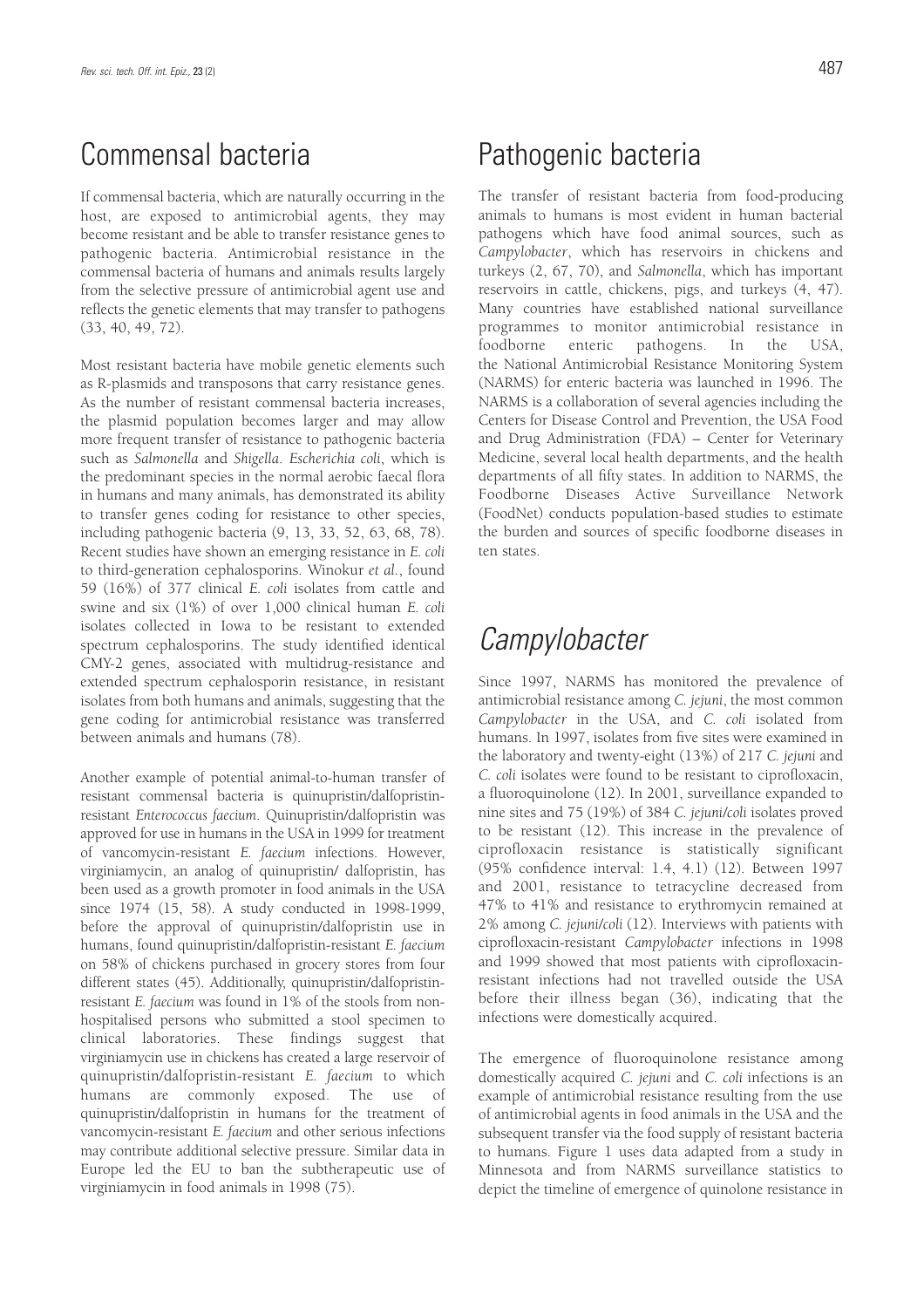## Commensal bacteria

If commensal bacteria, which are naturally occurring in the host, are exposed to antimicrobial agents, they may become resistant and be able to transfer resistance genes to pathogenic bacteria. Antimicrobial resistance in the commensal bacteria of humans and animals results largely from the selective pressure of antimicrobial agent use and reflects the genetic elements that may transfer to pathogens (33, 40, 49, 72).

Most resistant bacteria have mobile genetic elements such as R-plasmids and transposons that carry resistance genes. As the number of resistant commensal bacteria increases, the plasmid population becomes larger and may allow more frequent transfer of resistance to pathogenic bacteria such as *Salmonella* and *Shigella*. *Escherichia coli*, which is the predominant species in the normal aerobic faecal flora in humans and many animals, has demonstrated its ability to transfer genes coding for resistance to other species, including pathogenic bacteria (9, 13, 33, 52, 63, 68, 78). Recent studies have shown an emerging resistance in *E. coli* to third-generation cephalosporins. Winokur *et al.*, found 59 (16%) of 377 clinical *E. coli* isolates from cattle and swine and six (1%) of over 1,000 clinical human *E. coli* isolates collected in Iowa to be resistant to extended spectrum cephalosporins. The study identified identical CMY-2 genes, associated with multidrug-resistance and extended spectrum cephalosporin resistance, in resistant isolates from both humans and animals, suggesting that the gene coding for antimicrobial resistance was transferred between animals and humans (78).

Another example of potential animal-to-human transfer of resistant commensal bacteria is quinupristin/dalfopristin-resistant *Enterococcus faecium*. Quinupristin/dalfopristin was approved for use in humans in the USA in 1999 for treatment of vancomycin-resistant *E. faecium* infections. However, virginiamycin, an analog of quinupristin/ dalfopristin, has been used as a growth promoter in food animals in the USA since 1974 (15, 58). A study conducted in 1998-1999, before the approval of quinupristin/dalfopristin use in humans, found quinupristin/dalfopristin-resistant *E. faecium* on 58% of chickens purchased in grocery stores from four different states (45). Additionally, quinupristin/dalfopristin-resistant *E. faecium* was found in 1% of the stools from non-hospitalised persons who submitted a stool specimen to clinical laboratories. These findings suggest that virginiamycin use in chickens has created a large reservoir of quinupristin/dalfopristin-resistant *E. faecium* to which humans are commonly exposed. The use of quinupristin/dalfopristin in humans for the treatment of vancomycin-resistant *E. faecium* and other serious infections may contribute additional selective pressure. Similar data in Europe led the EU to ban the subtherapeutic use of virginiamycin in food animals in 1998 (75).

## Pathogenic bacteria

The transfer of resistant bacteria from food-producing animals to humans is most evident in human bacterial pathogens which have food animal sources, such as *Campylobacter*, which has reservoirs in chickens and turkeys (2, 67, 70), and *Salmonella*, which has important reservoirs in cattle, chickens, pigs, and turkeys (4, 47). Many countries have established national surveillance programmes to monitor antimicrobial resistance in foodborne enteric pathogens. In the USA, the National Antimicrobial Resistance Monitoring System (NARMS) for enteric bacteria was launched in 1996. The NARMS is a collaboration of several agencies including the Centers for Disease Control and Prevention, the USA Food and Drug Administration (FDA) – Center for Veterinary Medicine, several local health departments, and the health departments of all fifty states. In addition to NARMS, the Foodborne Diseases Active Surveillance Network (FoodNet) conducts population-based studies to estimate the burden and sources of specific foodborne diseases in ten states.

## *Campylobacter*

Since 1997, NARMS has monitored the prevalence of antimicrobial resistance among *C. jejuni*, the most common *Campylobacter* in the USA, and *C. coli* isolated from humans. In 1997, isolates from five sites were examined in the laboratory and twenty-eight (13%) of 217 *C. jejuni* and *C. coli* isolates were found to be resistant to ciprofloxacin, a fluoroquinolone (12). In 2001, surveillance expanded to nine sites and 75 (19%) of 384 *C. jejuni/coli* isolates proved to be resistant (12). This increase in the prevalence of ciprofloxacin resistance is statistically significant (95% confidence interval: 1.4, 4.1) (12). Between 1997 and 2001, resistance to tetracycline decreased from 47% to 41% and resistance to erythromycin remained at 2% among *C. jejuni/coli* (12). Interviews with patients with ciprofloxacin-resistant *Campylobacter* infections in 1998 and 1999 showed that most patients with ciprofloxacin-resistant infections had not travelled outside the USA before their illness began (36), indicating that the infections were domestically acquired.

The emergence of fluoroquinolone resistance among domestically acquired *C. jejuni* and *C. coli* infections is an example of antimicrobial resistance resulting from the use of antimicrobial agents in food animals in the USA and the subsequent transfer via the food supply of resistant bacteria to humans. Figure 1 uses data adapted from a study in Minnesota and from NARMS surveillance statistics to depict the timeline of emergence of quinolone resistance in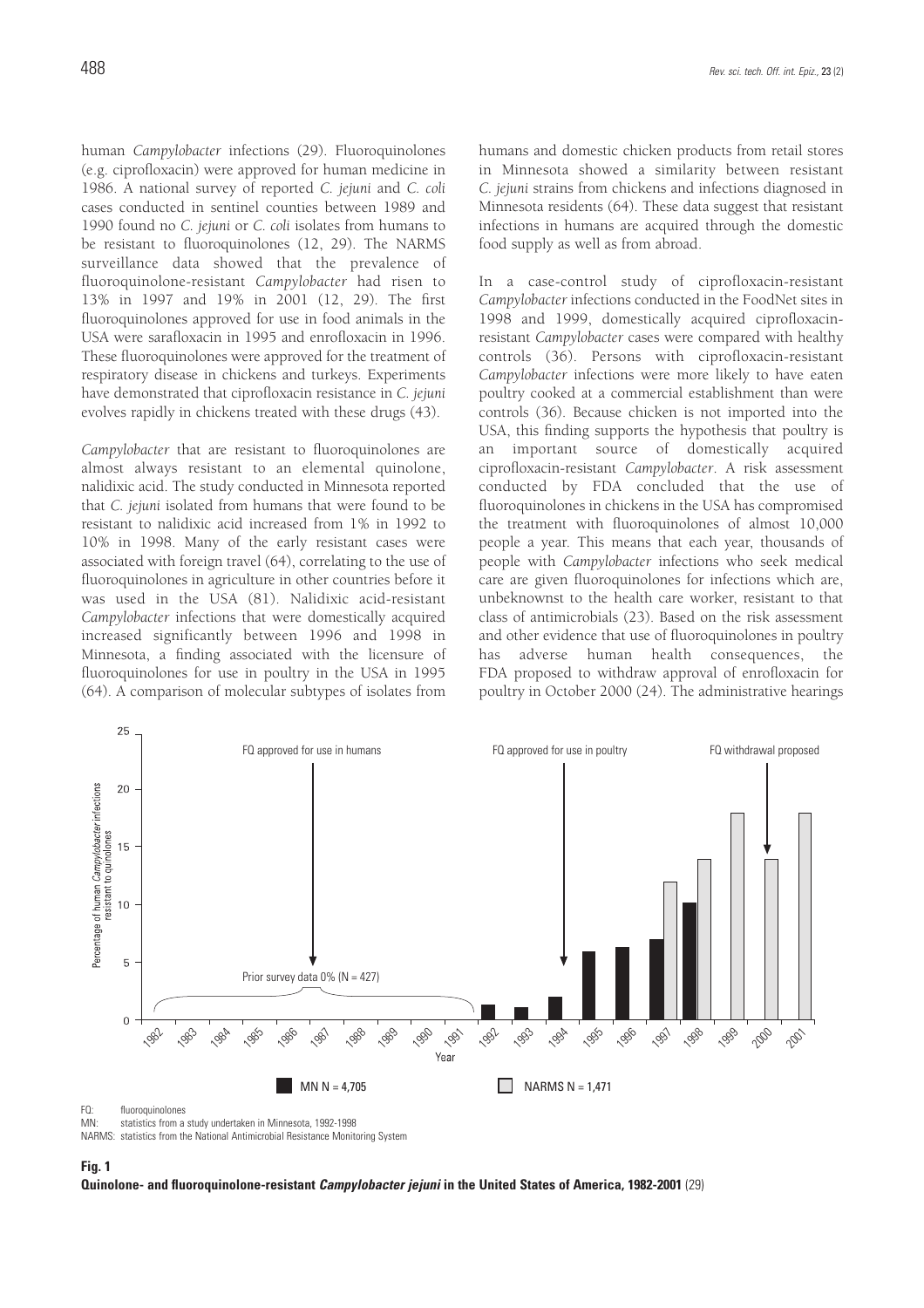human *Campylobacter* infections (29). Fluoroquinolones (e.g. ciprofloxacin) were approved for human medicine in 1986. A national survey of reported *C. jejuni* and *C. coli* cases conducted in sentinel counties between 1989 and 1990 found no *C. jejuni* or *C. coli* isolates from humans to be resistant to fluoroquinolones (12, 29). The NARMS surveillance data showed that the prevalence of fluoroquinolone-resistant *Campylobacter* had risen to 13% in 1997 and 19% in 2001 (12, 29). The first fluoroquinolones approved for use in food animals in the USA were sarafloxacin in 1995 and enrofloxacin in 1996. These fluoroquinolones were approved for the treatment of respiratory disease in chickens and turkeys. Experiments have demonstrated that ciprofloxacin resistance in *C. jejuni* evolves rapidly in chickens treated with these drugs (43).

*Campylobacter* that are resistant to fluoroquinolones are almost always resistant to an elemental quinolone, nalidixic acid. The study conducted in Minnesota reported that *C. jejuni* isolated from humans that were found to be resistant to nalidixic acid increased from 1% in 1992 to 10% in 1998. Many of the early resistant cases were associated with foreign travel (64), correlating to the use of fluoroquinolones in agriculture in other countries before it was used in the USA (81). Nalidixic acid-resistant *Campylobacter* infections that were domestically acquired increased significantly between 1996 and 1998 in Minnesota, a finding associated with the licensure of fluoroquinolones for use in poultry in the USA in 1995 (64). A comparison of molecular subtypes of isolates from humans and domestic chicken products from retail stores in Minnesota showed a similarity between resistant *C. jejuni* strains from chickens and infections diagnosed in Minnesota residents (64). These data suggest that resistant infections in humans are acquired through the domestic food supply as well as from abroad.

In a case-control study of ciprofloxacin-resistant *Campylobacter* infections conducted in the FoodNet sites in 1998 and 1999, domestically acquired ciprofloxacin-resistant *Campylobacter* cases were compared with healthy controls (36). Persons with ciprofloxacin-resistant *Campylobacter* infections were more likely to have eaten poultry cooked at a commercial establishment than were controls (36). Because chicken is not imported into the USA, this finding supports the hypothesis that poultry is an important source of domestically acquired ciprofloxacin-resistant *Campylobacter*. A risk assessment conducted by FDA concluded that the use of fluoroquinolones in chickens in the USA has compromised the treatment with fluoroquinolones of almost 10,000 people a year. This means that each year, thousands of people with *Campylobacter* infections who seek medical care are given fluoroquinolones for infections which are, unbeknownst to the health care worker, resistant to that class of antimicrobials (23). Based on the risk assessment and other evidence that use of fluoroquinolones in poultry has adverse human health consequences, the FDA proposed to withdraw approval of enrofloxacin for poultry in October 2000 (24). The administrative hearings

FQ: fluoroquinolones
MN: statistics from a study undertaken in Minnesota, 1992-1998
NARMS: statistics from the National Antimicrobial Resistance Monitoring System

**Fig. 1**
**Quinolone- and fluoroquinolone-resistant *Campylobacter jejuni* in the United States of America, 1982-2001** (29)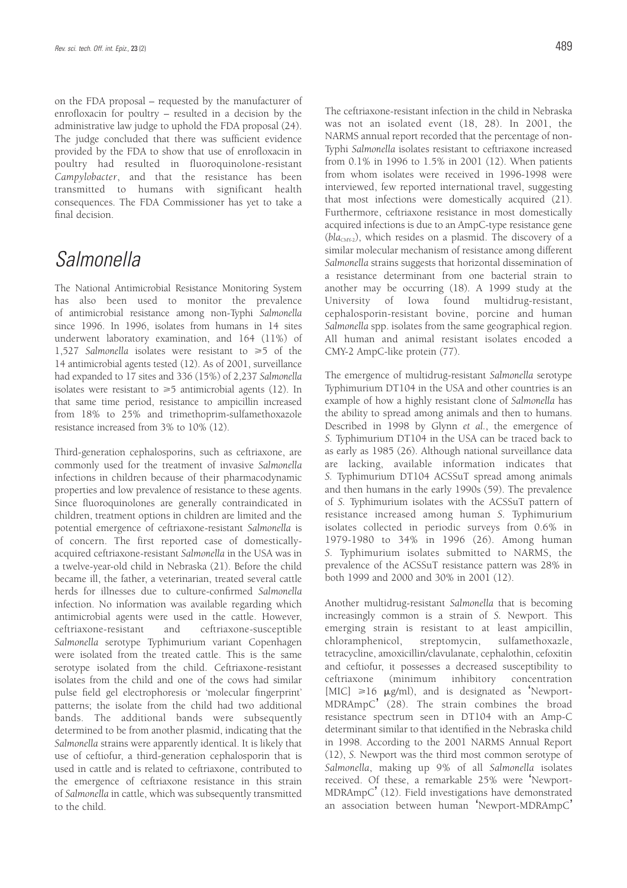on the FDA proposal – requested by the manufacturer of enrofloxacin for poultry – resulted in a decision by the administrative law judge to uphold the FDA proposal (24). The judge concluded that there was sufficient evidence provided by the FDA to show that use of enrofloxacin in poultry had resulted in fluoroquinolone-resistant *Campylobacter*, and that the resistance has been transmitted to humans with significant health consequences. The FDA Commissioner has yet to take a final decision.

# *Salmonella*

The National Antimicrobial Resistance Monitoring System has also been used to monitor the prevalence of antimicrobial resistance among non-Typhi *Salmonella* since 1996. In 1996, isolates from humans in 14 sites underwent laboratory examination, and 164 (11%) of 1,527 *Salmonella* isolates were resistant to $\geqslant$5 of the 14 antimicrobial agents tested (12). As of 2001, surveillance had expanded to 17 sites and 336 (15%) of 2,237 *Salmonella* isolates were resistant to $\geqslant$5 antimicrobial agents (12). In that same time period, resistance to ampicillin increased from 18% to 25% and trimethoprim-sulfamethoxazole resistance increased from 3% to 10% (12).

Third-generation cephalosporins, such as ceftriaxone, are commonly used for the treatment of invasive *Salmonella* infections in children because of their pharmacodynamic properties and low prevalence of resistance to these agents. Since fluoroquinolones are generally contraindicated in children, treatment options in children are limited and the potential emergence of ceftriaxone-resistant *Salmonella* is of concern. The first reported case of domestically-acquired ceftriaxone-resistant *Salmonella* in the USA was in a twelve-year-old child in Nebraska (21). Before the child became ill, the father, a veterinarian, treated several cattle herds for illnesses due to culture-confirmed *Salmonella* infection. No information was available regarding which antimicrobial agents were used in the cattle. However, ceftriaxone-resistant and ceftriaxone-susceptible *Salmonella* serotype Typhimurium variant Copenhagen were isolated from the treated cattle. This is the same serotype isolated from the child. Ceftriaxone-resistant isolates from the child and one of the cows had similar pulse field gel electrophoresis or 'molecular fingerprint' patterns; the isolate from the child had two additional bands. The additional bands were subsequently determined to be from another plasmid, indicating that the *Salmonella* strains were apparently identical. It is likely that use of ceftiofur, a third-generation cephalosporin that is used in cattle and is related to ceftriaxone, contributed to the emergence of ceftriaxone resistance in this strain of *Salmonella* in cattle, which was subsequently transmitted to the child.

The ceftriaxone-resistant infection in the child in Nebraska was not an isolated event (18, 28). In 2001, the NARMS annual report recorded that the percentage of non-Typhi *Salmonella* isolates resistant to ceftriaxone increased from 0.1% in 1996 to 1.5% in 2001 (12). When patients from whom isolates were received in 1996-1998 were interviewed, few reported international travel, suggesting that most infections were domestically acquired (21). Furthermore, ceftriaxone resistance in most domestically acquired infections is due to an AmpC-type resistance gene (*$bla_{CMY-2}$*), which resides on a plasmid. The discovery of a similar molecular mechanism of resistance among different *Salmonella* strains suggests that horizontal dissemination of a resistance determinant from one bacterial strain to another may be occurring (18). A 1999 study at the University of Iowa found multidrug-resistant, cephalosporin-resistant bovine, porcine and human *Salmonella* spp. isolates from the same geographical region. All human and animal resistant isolates encoded a CMY-2 AmpC-like protein (77).

The emergence of multidrug-resistant *Salmonella* serotype Typhimurium DT104 in the USA and other countries is an example of how a highly resistant clone of *Salmonella* has the ability to spread among animals and then to humans. Described in 1998 by Glynn *et al.*, the emergence of *S.* Typhimurium DT104 in the USA can be traced back to as early as 1985 (26). Although national surveillance data are lacking, available information indicates that *S.* Typhimurium DT104 ACSSuT spread among animals and then humans in the early 1990s (59). The prevalence of *S.* Typhimurium isolates with the ACSSuT pattern of resistance increased among human *S.* Typhimurium isolates collected in periodic surveys from 0.6% in 1979-1980 to 34% in 1996 (26). Among human *S.* Typhimurium isolates submitted to NARMS, the prevalence of the ACSSuT resistance pattern was 28% in both 1999 and 2000 and 30% in 2001 (12).

Another multidrug-resistant *Salmonella* that is becoming increasingly common is a strain of *S.* Newport. This emerging strain is resistant to at least ampicillin, chloramphenicol, streptomycin, sulfamethoxazle, tetracycline, amoxicillin/clavulanate, cephalothin, cefoxitin and ceftiofur, it possesses a decreased susceptibility to ceftriaxone (minimum inhibitory concentration [MIC] $\geqslant$16 μg/ml), and is designated as 'Newport-MDRAmpC' (28). The strain combines the broad resistance spectrum seen in DT104 with an Amp-C determinant similar to that identified in the Nebraska child in 1998. According to the 2001 NARMS Annual Report (12), *S.* Newport was the third most common serotype of *Salmonella*, making up 9% of all *Salmonella* isolates received. Of these, a remarkable 25% were 'Newport-MDRAmpC' (12). Field investigations have demonstrated an association between human 'Newport-MDRAmpC'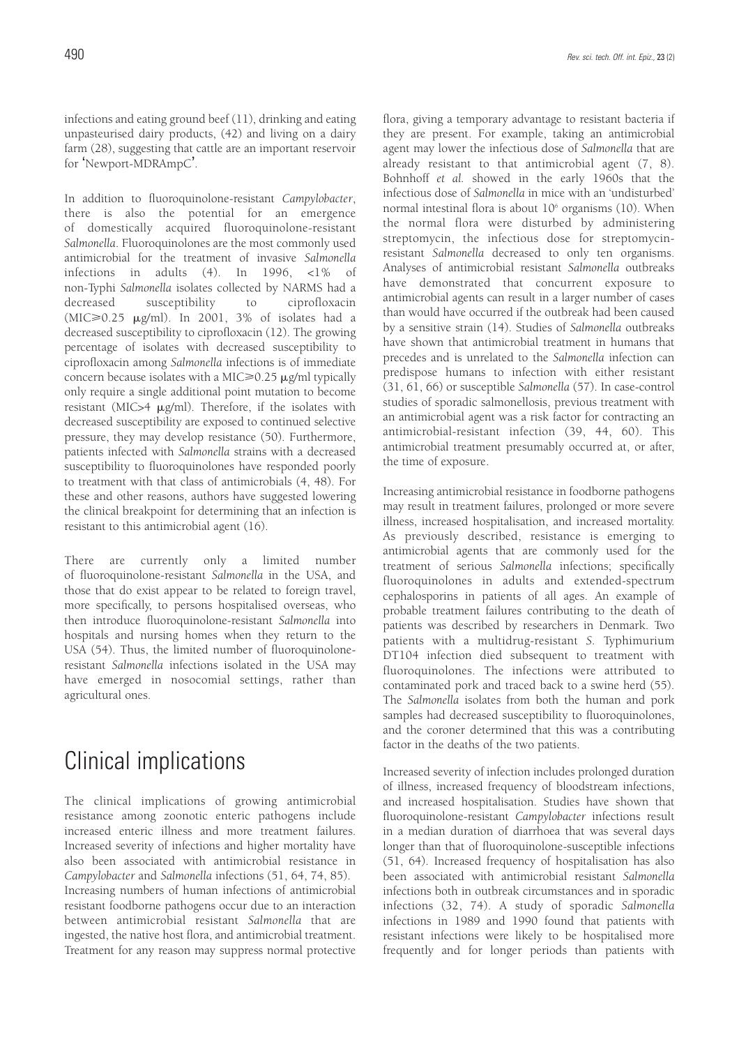infections and eating ground beef (11), drinking and eating unpasteurised dairy products, (42) and living on a dairy farm (28), suggesting that cattle are an important reservoir for 'Newport-MDRAmpC'.

In addition to fluoroquinolone-resistant *Campylobacter*, there is also the potential for an emergence of domestically acquired fluoroquinolone-resistant *Salmonella*. Fluoroquinolones are the most commonly used antimicrobial for the treatment of invasive *Salmonella* infections in adults (4). In 1996, <1% of non-Typhi *Salmonella* isolates collected by NARMS had a decreased susceptibility to ciprofloxacin (MIC≥0.25 μg/ml). In 2001, 3% of isolates had a decreased susceptibility to ciprofloxacin (12). The growing percentage of isolates with decreased susceptibility to ciprofloxacin among *Salmonella* infections is of immediate concern because isolates with a MIC≥0.25 μg/ml typically only require a single additional point mutation to become resistant (MIC>4 μg/ml). Therefore, if the isolates with decreased susceptibility are exposed to continued selective pressure, they may develop resistance (50). Furthermore, patients infected with *Salmonella* strains with a decreased susceptibility to fluoroquinolones have responded poorly to treatment with that class of antimicrobials (4, 48). For these and other reasons, authors have suggested lowering the clinical breakpoint for determining that an infection is resistant to this antimicrobial agent (16).

There are currently only a limited number of fluoroquinolone-resistant *Salmonella* in the USA, and those that do exist appear to be related to foreign travel, more specifically, to persons hospitalised overseas, who then introduce fluoroquinolone-resistant *Salmonella* into hospitals and nursing homes when they return to the USA (54). Thus, the limited number of fluoroquinolone-resistant *Salmonella* infections isolated in the USA may have emerged in nosocomial settings, rather than agricultural ones.

# Clinical implications

The clinical implications of growing antimicrobial resistance among zoonotic enteric pathogens include increased enteric illness and more treatment failures. Increased severity of infections and higher mortality have also been associated with antimicrobial resistance in *Campylobacter* and *Salmonella* infections (51, 64, 74, 85).
Increasing numbers of human infections of antimicrobial resistant foodborne pathogens occur due to an interaction between antimicrobial resistant *Salmonella* that are ingested, the native host flora, and antimicrobial treatment. Treatment for any reason may suppress normal protective flora, giving a temporary advantage to resistant bacteria if they are present. For example, taking an antimicrobial agent may lower the infectious dose of *Salmonella* that are already resistant to that antimicrobial agent (7, 8). Bohnhoff *et al.* showed in the early 1960s that the infectious dose of *Salmonella* in mice with an 'undisturbed' normal intestinal flora is about $10^6$ organisms (10). When the normal flora were disturbed by administering streptomycin, the infectious dose for streptomycin-resistant *Salmonella* decreased to only ten organisms. Analyses of antimicrobial resistant *Salmonella* outbreaks have demonstrated that concurrent exposure to antimicrobial agents can result in a larger number of cases than would have occurred if the outbreak had been caused by a sensitive strain (14). Studies of *Salmonella* outbreaks have shown that antimicrobial treatment in humans that precedes and is unrelated to the *Salmonella* infection can predispose humans to infection with either resistant (31, 61, 66) or susceptible *Salmonella* (57). In case-control studies of sporadic salmonellosis, previous treatment with an antimicrobial agent was a risk factor for contracting an antimicrobial-resistant infection (39, 44, 60). This antimicrobial treatment presumably occurred at, or after, the time of exposure.

Increasing antimicrobial resistance in foodborne pathogens may result in treatment failures, prolonged or more severe illness, increased hospitalisation, and increased mortality. As previously described, resistance is emerging to antimicrobial agents that are commonly used for the treatment of serious *Salmonella* infections; specifically fluoroquinolones in adults and extended-spectrum cephalosporins in patients of all ages. An example of probable treatment failures contributing to the death of patients was described by researchers in Denmark. Two patients with a multidrug-resistant *S.* Typhimurium DT104 infection died subsequent to treatment with fluoroquinolones. The infections were attributed to contaminated pork and traced back to a swine herd (55). The *Salmonella* isolates from both the human and pork samples had decreased susceptibility to fluoroquinolones, and the coroner determined that this was a contributing factor in the deaths of the two patients.

Increased severity of infection includes prolonged duration of illness, increased frequency of bloodstream infections, and increased hospitalisation. Studies have shown that fluoroquinolone-resistant *Campylobacter* infections result in a median duration of diarrhoea that was several days longer than that of fluoroquinolone-susceptible infections (51, 64). Increased frequency of hospitalisation has also been associated with antimicrobial resistant *Salmonella* infections both in outbreak circumstances and in sporadic infections (32, 74). A study of sporadic *Salmonella* infections in 1989 and 1990 found that patients with resistant infections were likely to be hospitalised more frequently and for longer periods than patients with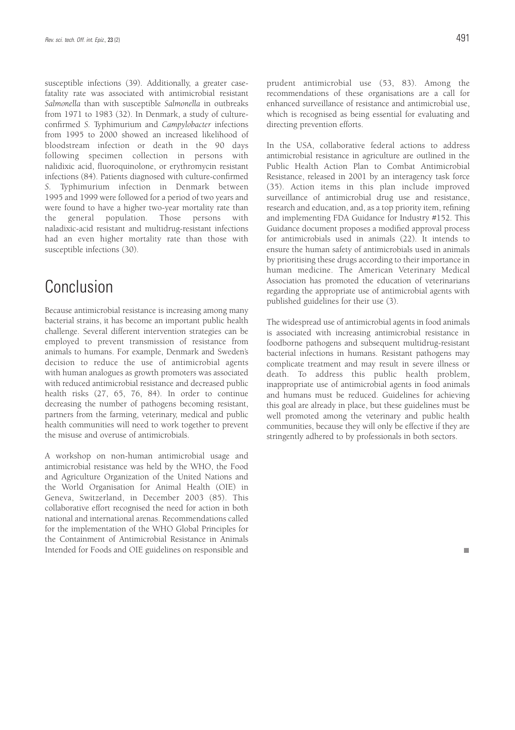susceptible infections (39). Additionally, a greater case-fatality rate was associated with antimicrobial resistant *Salmonella* than with susceptible *Salmonella* in outbreaks from 1971 to 1983 (32). In Denmark, a study of culture-confirmed *S.* Typhimurium and *Campylobacter* infections from 1995 to 2000 showed an increased likelihood of bloodstream infection or death in the 90 days following specimen collection in persons with nalidixic acid, fluoroquinolone, or erythromycin resistant infections (84). Patients diagnosed with culture-confirmed *S.* Typhimurium infection in Denmark between 1995 and 1999 were followed for a period of two years and were found to have a higher two-year mortality rate than the general population. Those persons with naladixic-acid resistant and multidrug-resistant infections had an even higher mortality rate than those with susceptible infections (30).

# Conclusion

Because antimicrobial resistance is increasing among many bacterial strains, it has become an important public health challenge. Several different intervention strategies can be employed to prevent transmission of resistance from animals to humans. For example, Denmark and Sweden's decision to reduce the use of antimicrobial agents with human analogues as growth promoters was associated with reduced antimicrobial resistance and decreased public health risks (27, 65, 76, 84). In order to continue decreasing the number of pathogens becoming resistant, partners from the farming, veterinary, medical and public health communities will need to work together to prevent the misuse and overuse of antimicrobials.

A workshop on non-human antimicrobial usage and antimicrobial resistance was held by the WHO, the Food and Agriculture Organization of the United Nations and the World Organisation for Animal Health (OIE) in Geneva, Switzerland, in December 2003 (85). This collaborative effort recognised the need for action in both national and international arenas. Recommendations called for the implementation of the WHO Global Principles for the Containment of Antimicrobial Resistance in Animals Intended for Foods and OIE guidelines on responsible and prudent antimicrobial use (53, 83). Among the recommendations of these organisations are a call for enhanced surveillance of resistance and antimicrobial use, which is recognised as being essential for evaluating and directing prevention efforts.

In the USA, collaborative federal actions to address antimicrobial resistance in agriculture are outlined in the Public Health Action Plan to Combat Antimicrobial Resistance, released in 2001 by an interagency task force (35). Action items in this plan include improved surveillance of antimicrobial drug use and resistance, research and education, and, as a top priority item, refining and implementing FDA Guidance for Industry #152. This Guidance document proposes a modified approval process for antimicrobials used in animals (22). It intends to ensure the human safety of antimicrobials used in animals by prioritising these drugs according to their importance in human medicine. The American Veterinary Medical Association has promoted the education of veterinarians regarding the appropriate use of antimicrobial agents with published guidelines for their use (3).

The widespread use of antimicrobial agents in food animals is associated with increasing antimicrobial resistance in foodborne pathogens and subsequent multidrug-resistant bacterial infections in humans. Resistant pathogens may complicate treatment and may result in severe illness or death. To address this public health problem, inappropriate use of antimicrobial agents in food animals and humans must be reduced. Guidelines for achieving this goal are already in place, but these guidelines must be well promoted among the veterinary and public health communities, because they will only be effective if they are stringently adhered to by professionals in both sectors.

■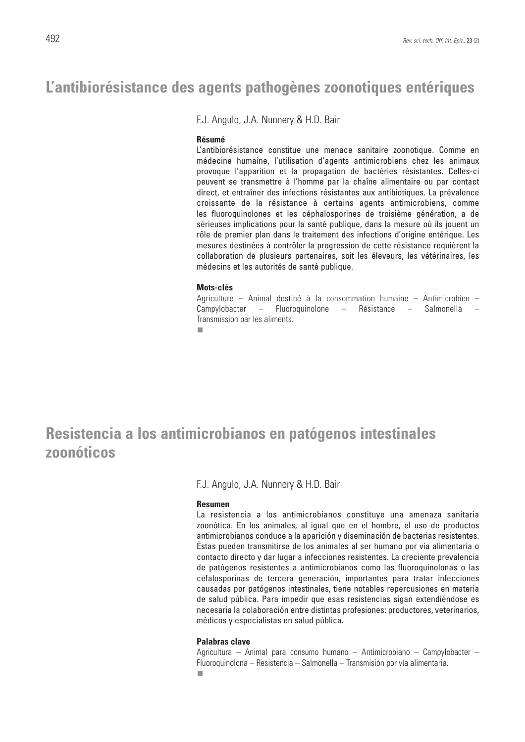# L'antibiorésistance des agents pathogènes zoonotiques entériques

F.J. Angulo, J.A. Nunnery & H.D. Bair

**Résumé**

L'antibiorésistance constitue une menace sanitaire zoonotique. Comme en médecine humaine, l'utilisation d'agents antimicrobiens chez les animaux provoque l'apparition et la propagation de bactéries résistantes. Celles-ci peuvent se transmettre à l'homme par la chaîne alimentaire ou par contact direct, et entraîner des infections résistantes aux antibiotiques. La prévalence croissante de la résistance à certains agents antimicrobiens, comme les fluoroquinolones et les céphalosporines de troisième génération, a de sérieuses implications pour la santé publique, dans la mesure où ils jouent un rôle de premier plan dans le traitement des infections d'origine entérique. Les mesures destinées à contrôler la progression de cette résistance requièrent la collaboration de plusieurs partenaires, soit les éleveurs, les vétérinaires, les médecins et les autorités de santé publique.

**Mots-clés**

Agriculture – Animal destiné à la consommation humaine – Antimicrobien – Campylobacter – Fluoroquinolone – Résistance – Salmonella – Transmission par les aliments.

# Resistencia a los antimicrobianos en patógenos intestinales zoonóticos

F.J. Angulo, J.A. Nunnery & H.D. Bair

**Resumen**

La resistencia a los antimicrobianos constituye una amenaza sanitaria zoonótica. En los animales, al igual que en el hombre, el uso de productos antimicrobianos conduce a la aparición y diseminación de bacterias resistentes. Éstas pueden transmitirse de los animales al ser humano por vía alimentaria o contacto directo y dar lugar a infecciones resistentes. La creciente prevalencia de patógenos resistentes a antimicrobianos como las fluoroquinolonas o las cefalosporinas de tercera generación, importantes para tratar infecciones causadas por patógenos intestinales, tiene notables repercusiones en materia de salud pública. Para impedir que esas resistencias sigan extendiéndose es necesaria la colaboración entre distintas profesiones: productores, veterinarios, médicos y especialistas en salud pública.

**Palabras clave**

Agricultura – Animal para consumo humano – Antimicrobiano – Campylobacter – Fluoroquinolona – Resistencia – Salmonella – Transmisión por vía alimentaria.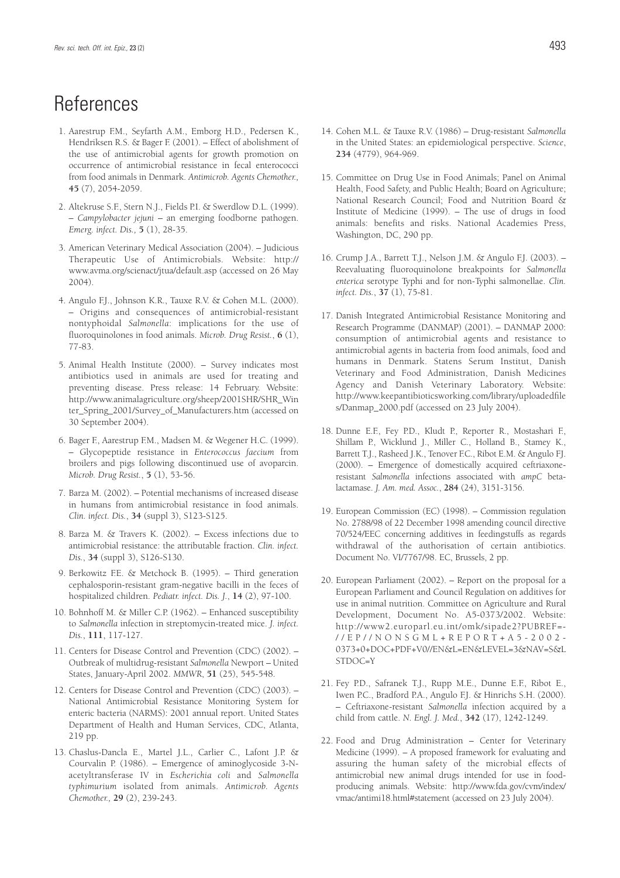# References

1. Aarestrup F.M., Seyfarth A.M., Emborg H.D., Pedersen K., Hendriksen R.S. & Bager F. (2001). – Effect of abolishment of the use of antimicrobial agents for growth promotion on occurrence of antimicrobial resistance in fecal enterococci from food animals in Denmark. *Antimicrob. Agents Chemother.,* **45** (7), 2054-2059.

2. Altekruse S.F., Stern N.J., Fields P.I. & Swerdlow D.L. (1999). – *Campylobacter jejuni* – an emerging foodborne pathogen. *Emerg. infect. Dis.,* **5** (1), 28-35.

3. American Veterinary Medical Association (2004). – Judicious Therapeutic Use of Antimicrobials. Website: http://www.avma.org/scienact/jtua/default.asp (accessed on 26 May 2004).

4. Angulo F.J., Johnson K.R., Tauxe R.V. & Cohen M.L. (2000). – Origins and consequences of antimicrobial-resistant nontyphoidal *Salmonella*: implications for the use of fluoroquinolones in food animals. *Microb. Drug Resist.*, **6** (1), 77-83.

5. Animal Health Institute (2000). – Survey indicates most antibiotics used in animals are used for treating and preventing disease. Press release: 14 February. Website: http://www.animalagriculture.org/sheep/2001SHR/SHR_Winter_Spring_2001/Survey_of_Manufacturers.htm (accessed on 30 September 2004).

6. Bager F., Aarestrup F.M., Madsen M. & Wegener H.C. (1999). – Glycopeptide resistance in *Enterococcus faecium* from broilers and pigs following discontinued use of avoparcin. *Microb. Drug Resist.*, **5** (1), 53-56.

7. Barza M. (2002). – Potential mechanisms of increased disease in humans from antimicrobial resistance in food animals. *Clin. infect. Dis.*, **34** (suppl 3), S123-S125.

8. Barza M. & Travers K. (2002). – Excess infections due to antimicrobial resistance: the attributable fraction. *Clin. infect. Dis.*, **34** (suppl 3), S126-S130.

9. Berkowitz F.E. & Metchock B. (1995). – Third generation cephalosporin-resistant gram-negative bacilli in the feces of hospitalized children. *Pediatr. infect. Dis. J.*, **14** (2), 97-100.

10. Bohnhoff M. & Miller C.P. (1962). – Enhanced susceptibility to *Salmonella* infection in streptomycin-treated mice. *J. infect. Dis.*, **111**, 117-127.

11. Centers for Disease Control and Prevention (CDC) (2002). – Outbreak of multidrug-resistant *Salmonella* Newport – United States, January-April 2002. *MMWR*, **51** (25), 545-548.

12. Centers for Disease Control and Prevention (CDC) (2003). – National Antimicrobial Resistance Monitoring System for enteric bacteria (NARMS): 2001 annual report. United States Department of Health and Human Services, CDC, Atlanta, 219 pp.

13. Chaslus-Dancla E., Martel J.L., Carlier C., Lafont J.P. & Courvalin P. (1986). – Emergence of aminoglycoside 3-N-acetyltransferase IV in *Escherichia coli* and *Salmonella typhimurium* isolated from animals. *Antimicrob. Agents Chemother.,* **29** (2), 239-243.

14. Cohen M.L. & Tauxe R.V. (1986) – Drug-resistant *Salmonella* in the United States: an epidemiological perspective. *Science*, **234** (4779), 964-969.

15. Committee on Drug Use in Food Animals; Panel on Animal Health, Food Safety, and Public Health; Board on Agriculture; National Research Council; Food and Nutrition Board & Institute of Medicine (1999). – The use of drugs in food animals: benefits and risks. National Academies Press, Washington, DC, 290 pp.

16. Crump J.A., Barrett T.J., Nelson J.M. & Angulo F.J. (2003). – Reevaluating fluoroquinolone breakpoints for *Salmonella enterica* serotype Typhi and for non-Typhi salmonellae. *Clin. infect. Dis.*, **37** (1), 75-81.

17. Danish Integrated Antimicrobial Resistance Monitoring and Research Programme (DANMAP) (2001). – DANMAP 2000: consumption of antimicrobial agents and resistance to antimicrobial agents in bacteria from food animals, food and humans in Denmark. Statens Serum Institut, Danish Veterinary and Food Administration, Danish Medicines Agency and Danish Veterinary Laboratory. Website: http://www.keepantibioticsworking.com/library/uploadedfiles/Danmap_2000.pdf (accessed on 23 July 2004).

18. Dunne E.F., Fey P.D., Kludt P., Reporter R., Mostashari F., Shillam P., Wicklund J., Miller C., Holland B., Stamey K., Barrett T.J., Rasheed J.K., Tenover F.C., Ribot E.M. & Angulo F.J. (2000). – Emergence of domestically acquired ceftriaxone-resistant *Salmonella* infections associated with *ampC* beta-lactamase. *J. Am. med. Assoc.*, **284** (24), 3151-3156.

19. European Commission (EC) (1998). – Commission regulation No. 2788/98 of 22 December 1998 amending council directive 70/524/EEC concerning additives in feedingstuffs as regards withdrawal of the authorisation of certain antibiotics. Document No. VI/7767/98. EC, Brussels, 2 pp.

20. European Parliament (2002). – Report on the proposal for a European Parliament and Council Regulation on additives for use in animal nutrition. Committee on Agriculture and Rural Development, Document No. A5-0373/2002. Website: http://www2.europarl.eu.int/omk/sipade2?PUBREF=-//EP//NONSGML+REPORT+A5-2002-0373+0+DOC+PDF+V0//EN&L=EN&LEVEL=3&NAV=S&LSTDOC=Y

21. Fey P.D., Safranek T.J., Rupp M.E., Dunne E.F., Ribot E., Iwen P.C., Bradford P.A., Angulo F.J. & Hinrichs S.H. (2000). – Ceftriaxone-resistant *Salmonella* infection acquired by a child from cattle. *N. Engl. J. Med.*, **342** (17), 1242-1249.

22. Food and Drug Administration – Center for Veterinary Medicine (1999). – A proposed framework for evaluating and assuring the human safety of the microbial effects of antimicrobial new animal drugs intended for use in food-producing animals. Website: http://www.fda.gov/cvm/index/vmac/antimi18.html#statement (accessed on 23 July 2004).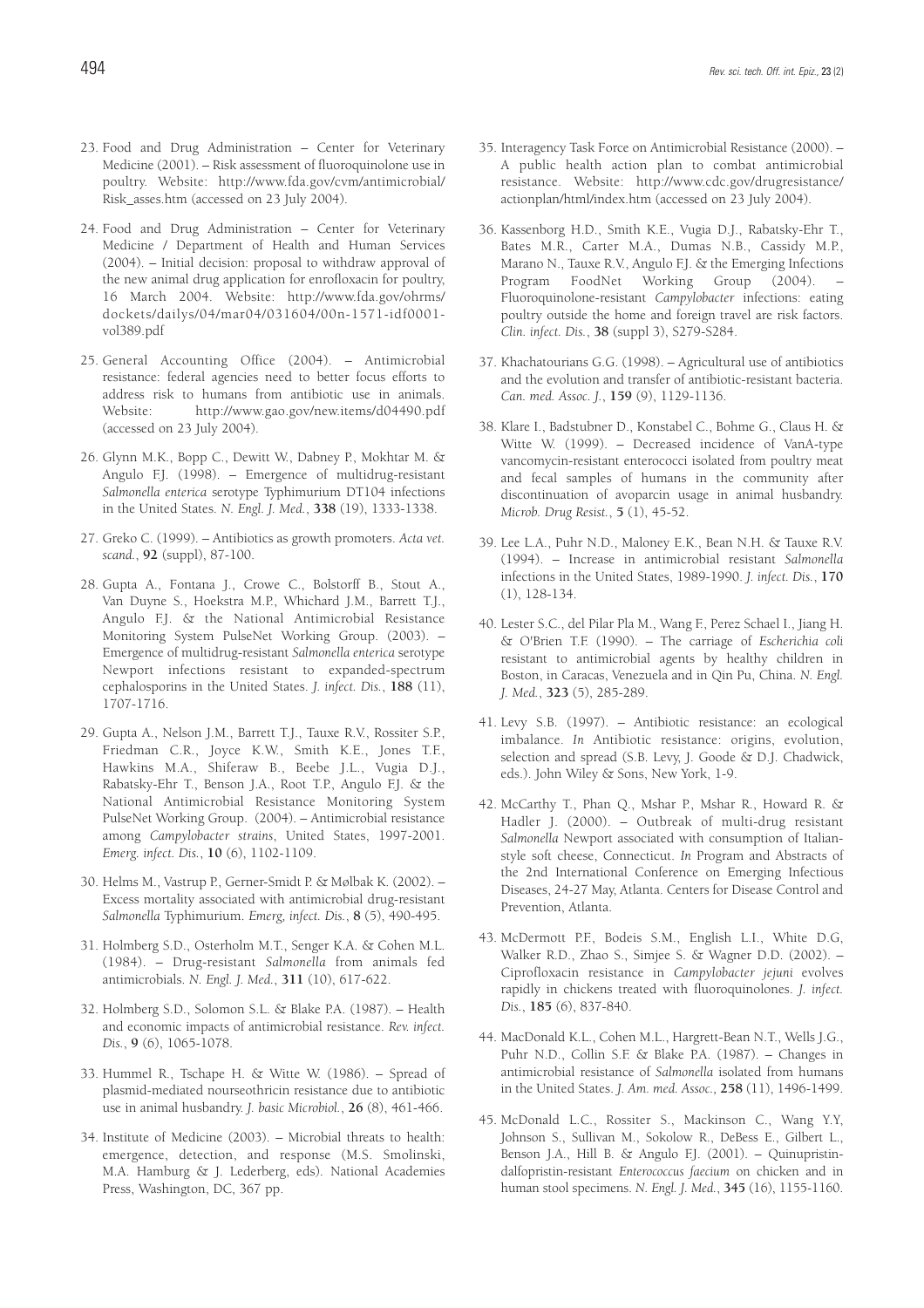23. Food and Drug Administration – Center for Veterinary Medicine (2001). – Risk assessment of fluoroquinolone use in poultry. Website: http://www.fda.gov/cvm/antimicrobial/Risk_asses.htm (accessed on 23 July 2004).

24. Food and Drug Administration – Center for Veterinary Medicine / Department of Health and Human Services (2004). – Initial decision: proposal to withdraw approval of the new animal drug application for enrofloxacin for poultry, 16 March 2004. Website: http://www.fda.gov/ohrms/dockets/dailys/04/mar04/031604/00n-1571-idf0001-vol389.pdf

25. General Accounting Office (2004). – Antimicrobial resistance: federal agencies need to better focus efforts to address risk to humans from antibiotic use in animals. Website: http://www.gao.gov/new.items/d04490.pdf (accessed on 23 July 2004).

26. Glynn M.K., Bopp C., Dewitt W., Dabney P., Mokhtar M. & Angulo F.J. (1998). – Emergence of multidrug-resistant *Salmonella enterica* serotype Typhimurium DT104 infections in the United States. *N. Engl. J. Med.*, **338** (19), 1333-1338.

27. Greko C. (1999). – Antibiotics as growth promoters. *Acta vet. scand.*, **92** (suppl), 87-100.

28. Gupta A., Fontana J., Crowe C., Bolstorff B., Stout A., Van Duyne S., Hoekstra M.P., Whichard J.M., Barrett T.J., Angulo F.J. & the National Antimicrobial Resistance Monitoring System PulseNet Working Group. (2003). – Emergence of multidrug-resistant *Salmonella enterica* serotype Newport infections resistant to expanded-spectrum cephalosporins in the United States. *J. infect. Dis.*, **188** (11), 1707-1716.

29. Gupta A., Nelson J.M., Barrett T.J., Tauxe R.V., Rossiter S.P., Friedman C.R., Joyce K.W., Smith K.E., Jones T.F., Hawkins M.A., Shiferaw B., Beebe J.L., Vugia D.J., Rabatsky-Ehr T., Benson J.A., Root T.P., Angulo F.J. & the National Antimicrobial Resistance Monitoring System PulseNet Working Group. (2004). – Antimicrobial resistance among *Campylobacter strains*, United States, 1997-2001. *Emerg. infect. Dis.*, **10** (6), 1102-1109.

30. Helms M., Vastrup P., Gerner-Smidt P. & Mølbak K. (2002). – Excess mortality associated with antimicrobial drug-resistant *Salmonella* Typhimurium. *Emerg, infect. Dis.*, **8** (5), 490-495.

31. Holmberg S.D., Osterholm M.T., Senger K.A. & Cohen M.L. (1984). – Drug-resistant *Salmonella* from animals fed antimicrobials. *N. Engl. J. Med.*, **311** (10), 617-622.

32. Holmberg S.D., Solomon S.L. & Blake P.A. (1987). – Health and economic impacts of antimicrobial resistance. *Rev. infect. Dis.*, **9** (6), 1065-1078.

33. Hummel R., Tschape H. & Witte W. (1986). – Spread of plasmid-mediated nourseothricin resistance due to antibiotic use in animal husbandry. *J. basic Microbiol.*, **26** (8), 461-466.

34. Institute of Medicine (2003). – Microbial threats to health: emergence, detection, and response (M.S. Smolinski, M.A. Hamburg & J. Lederberg, eds). National Academies Press, Washington, DC, 367 pp.

35. Interagency Task Force on Antimicrobial Resistance (2000). – A public health action plan to combat antimicrobial resistance. Website: http://www.cdc.gov/drugresistance/actionplan/html/index.htm (accessed on 23 July 2004).

36. Kassenborg H.D., Smith K.E., Vugia D.J., Rabatsky-Ehr T., Bates M.R., Carter M.A., Dumas N.B., Cassidy M.P., Marano N., Tauxe R.V., Angulo F.J. & the Emerging Infections Program FoodNet Working Group (2004). – Fluoroquinolone-resistant *Campylobacter* infections: eating poultry outside the home and foreign travel are risk factors. *Clin. infect. Dis.*, **38** (suppl 3), S279-S284.

37. Khachatourians G.G. (1998). – Agricultural use of antibiotics and the evolution and transfer of antibiotic-resistant bacteria. *Can. med. Assoc. J.*, **159** (9), 1129-1136.

38. Klare I., Badstubner D., Konstabel C., Bohme G., Claus H. & Witte W. (1999). – Decreased incidence of VanA-type vancomycin-resistant enterococci isolated from poultry meat and fecal samples of humans in the community after discontinuation of avoparcin usage in animal husbandry. *Microb. Drug Resist.*, **5** (1), 45-52.

39. Lee L.A., Puhr N.D., Maloney E.K., Bean N.H. & Tauxe R.V. (1994). – Increase in antimicrobial resistant *Salmonella* infections in the United States, 1989-1990. *J. infect. Dis.*, **170** (1), 128-134.

40. Lester S.C., del Pilar Pla M., Wang F., Perez Schael I., Jiang H. & O'Brien T.F. (1990). – The carriage of *Escherichia coli* resistant to antimicrobial agents by healthy children in Boston, in Caracas, Venezuela and in Qin Pu, China. *N. Engl. J. Med.*, **323** (5), 285-289.

41. Levy S.B. (1997). – Antibiotic resistance: an ecological imbalance. *In* Antibiotic resistance: origins, evolution, selection and spread (S.B. Levy, J. Goode & D.J. Chadwick, eds.). John Wiley & Sons, New York, 1-9.

42. McCarthy T., Phan Q., Mshar P., Mshar R., Howard R. & Hadler J. (2000). – Outbreak of multi-drug resistant *Salmonella* Newport associated with consumption of Italian-style soft cheese, Connecticut. *In* Program and Abstracts of the 2nd International Conference on Emerging Infectious Diseases, 24-27 May, Atlanta. Centers for Disease Control and Prevention, Atlanta.

43. McDermott P.F., Bodeis S.M., English L.I., White D.G, Walker R.D., Zhao S., Simjee S. & Wagner D.D. (2002). – Ciprofloxacin resistance in *Campylobacter jejuni* evolves rapidly in chickens treated with fluoroquinolones. *J. infect. Dis.*, **185** (6), 837-840.

44. MacDonald K.L., Cohen M.L., Hargrett-Bean N.T., Wells J.G., Puhr N.D., Collin S.F. & Blake P.A. (1987). – Changes in antimicrobial resistance of *Salmonella* isolated from humans in the United States. *J. Am. med. Assoc.*, **258** (11), 1496-1499.

45. McDonald L.C., Rossiter S., Mackinson C., Wang Y.Y, Johnson S., Sullivan M., Sokolow R., DeBess E., Gilbert L., Benson J.A., Hill B. & Angulo F.J. (2001). – Quinupristin-dalfopristin-resistant *Enterococcus faecium* on chicken and in human stool specimens. *N. Engl. J. Med.*, **345** (16), 1155-1160.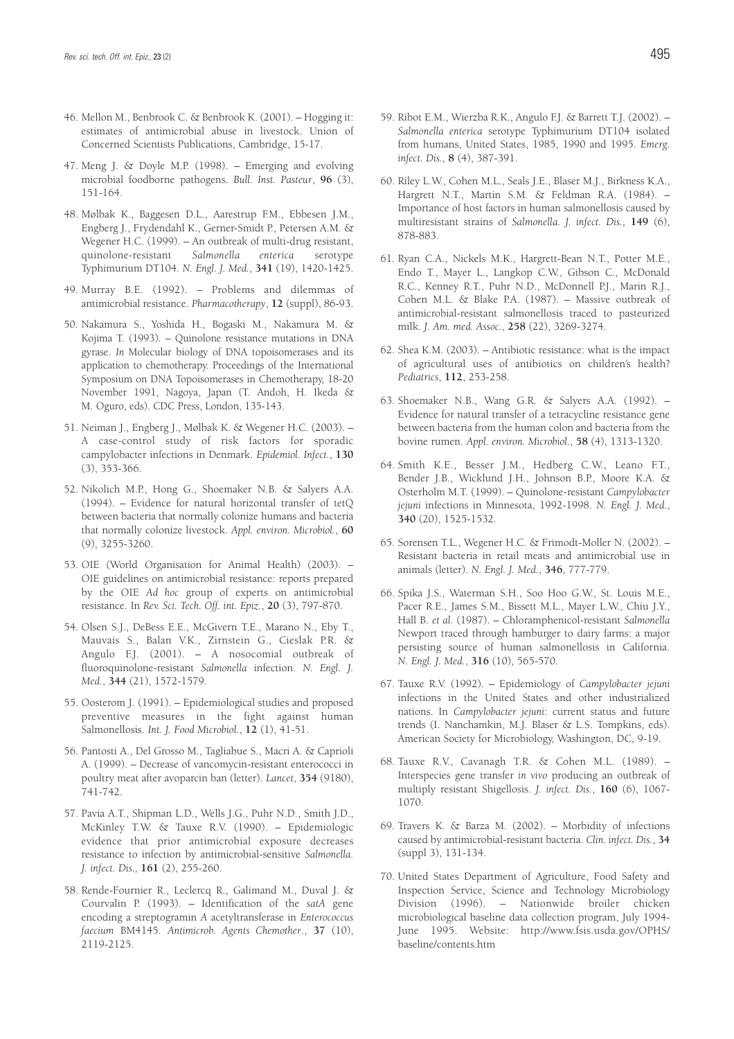46. Mellon M., Benbrook C. & Benbrook K. (2001). – Hogging it: estimates of antimicrobial abuse in livestock. Union of Concerned Scientists Publications, Cambridge, 15-17.

47. Meng J. & Doyle M.P. (1998). – Emerging and evolving microbial foodborne pathogens. *Bull. Inst. Pasteur*, **96** (3), 151-164.

48. Mølbak K., Baggesen D.L., Aarestrup F.M., Ebbesen J.M., Engberg J., Frydendahl K., Gerner-Smidt P., Petersen A.M. & Wegener H.C. (1999). – An outbreak of multi-drug resistant, quinolone-resistant *Salmonella enterica* serotype Typhimurium DT104. *N. Engl. J. Med.*, **341** (19), 1420-1425.

49. Murray B.E. (1992). – Problems and dilemmas of antimicrobial resistance. *Pharmacotherapy*, **12** (suppl), 86-93.

50. Nakamura S., Yoshida H., Bogaski M., Nakamura M. & Kojima T. (1993). – Quinolone resistance mutations in DNA gyrase. *In* Molecular biology of DNA topoisomerases and its application to chemotherapy. Proceedings of the International Symposium on DNA Topoisomerases in Chemotherapy, 18-20 November 1991, Nagoya, Japan (T. Andoh, H. Ikeda & M. Oguro, eds). CDC Press, London, 135-143.

51. Neiman J., Engberg J., Mølbak K. & Wegener H.C. (2003). – A case-control study of risk factors for sporadic campylobacter infections in Denmark. *Epidemiol. Infect.*, **130** (3), 353-366.

52. Nikolich M.P., Hong G., Shoemaker N.B. & Salyers A.A. (1994). – Evidence for natural horizontal transfer of tetQ between bacteria that normally colonize humans and bacteria that normally colonize livestock. *Appl. environ. Microbiol.*, **60** (9), 3255-3260.

53. OIE (World Organisation for Animal Health) (2003). – OIE guidelines on antimicrobial resistance: reports prepared by the OIE *Ad hoc* group of experts on antimicrobial resistance. In *Rev. Sci. Tech. Off. int. Epiz.*, **20** (3), 797-870.

54. Olsen S.J., DeBess E.E., McGivern T.E., Marano N., Eby T., Mauvais S., Balan V.K., Zirnstein G., Cieslak P.R. & Angulo F.J. (2001). – A nosocomial outbreak of fluoroquinolone-resistant *Salmonella* infection. *N. Engl. J. Med.*, **344** (21), 1572-1579.

55. Oosterom J. (1991). – Epidemiological studies and proposed preventive measures in the fight against human Salmonellosis. *Int. J. Food Microbiol.*, **12** (1), 41-51.

56. Pantosti A., Del Grosso M., Tagliabue S., Macri A. & Caprioli A. (1999). – Decrease of vancomycin-resistant enterococci in poultry meat after avoparcin ban (letter). *Lancet*, **354** (9180), 741-742.

57. Pavia A.T., Shipman L.D., Wells J.G., Puhr N.D., Smith J.D., McKinley T.W. & Tauxe R.V. (1990). – Epidemiologic evidence that prior antimicrobial exposure decreases resistance to infection by antimicrobial-sensitive *Salmonella. J. infect. Dis.,* **161** (2), 255-260.

58. Rende-Fournier R., Leclercq R., Galimand M., Duval J. & Courvalin P. (1993). – Identification of the *satA* gene encoding a streptogramin *A* acetyltransferase in *Enterococcus faecium* BM4145. *Antimicrob. Agents Chemother*., **37** (10), 2119-2125.

59. Ribot E.M., Wierzba R.K., Angulo F.J. & Barrett T.J. (2002). – *Salmonella enterica* serotype Typhimurium DT104 isolated from humans, United States, 1985, 1990 and 1995. *Emerg. infect. Dis.,* **8** (4), 387-391.

60. Riley L.W., Cohen M.L., Seals J.E., Blaser M.J., Birkness K.A., Hargrett N.T., Martin S.M. & Feldman R.A. (1984). – Importance of host factors in human salmonellosis caused by multiresistant strains of *Salmonella. J. infect. Dis.*, **149** (6), 878-883.

61. Ryan C.A., Nickels M.K., Hargrett-Bean N.T., Potter M.E., Endo T., Mayer L., Langkop C.W., Gibson C., McDonald R.C., Kenney R.T., Puhr N.D., McDonnell P.J., Marin R.J., Cohen M.L. & Blake P.A. (1987). – Massive outbreak of antimicrobial-resistant salmonellosis traced to pasteurized milk. *J. Am. med. Assoc.*, **258** (22), 3269-3274.

62. Shea K.M. (2003). – Antibiotic resistance: what is the impact of agricultural uses of antibiotics on children's health? *Pediatrics*, **112**, 253-258.

63. Shoemaker N.B., Wang G.R. & Salyers A.A. (1992). – Evidence for natural transfer of a tetracycline resistance gene between bacteria from the human colon and bacteria from the bovine rumen. *Appl. environ. Microbiol.*, **58** (4), 1313-1320.

64. Smith K.E., Besser J.M., Hedberg C.W., Leano F.T., Bender J.B., Wicklund J.H., Johnson B.P., Moore K.A. & Osterholm M.T. (1999). – Quinolone-resistant *Campylobacter jejuni* infections in Minnesota, 1992-1998. *N. Engl. J. Med.*, **340** (20), 1525-1532.

65. Sorensen T.L., Wegener H.C. & Frimodt-Moller N. (2002). – Resistant bacteria in retail meats and antimicrobial use in animals (letter). *N. Engl. J. Med.*, **346**, 777-779.

66. Spika J.S., Waterman S.H., Soo Hoo G.W., St. Louis M.E., Pacer R.E., James S.M., Bissett M.L., Mayer L.W., Chiu J.Y., Hall B. *et al.* (1987). – Chloramphenicol-resistant *Salmonella* Newport traced through hamburger to dairy farms: a major persisting source of human salmonellosis in California. *N. Engl. J. Med.*, **316** (10), 565-570.

67. Tauxe R.V. (1992). – Epidemiology of *Campylobacter jejuni* infections in the United States and other industrialized nations. In *Campylobacter jejuni*: current status and future trends (I. Nanchamkin, M.J. Blaser & L.S. Tompkins, eds). American Society for Microbiology, Washington, DC, 9-19.

68. Tauxe R.V., Cavanagh T.R. & Cohen M.L. (1989). – Interspecies gene transfer *in vivo* producing an outbreak of multiply resistant Shigellosis. *J. infect. Dis.*, **160** (6), 1067-1070.

69. Travers K. & Barza M. (2002). – Morbidity of infections caused by antimicrobial-resistant bacteria. *Clin. infect. Dis.*, **34** (suppl 3), 131-134.

70. United States Department of Agriculture, Food Safety and Inspection Service, Science and Technology Microbiology Division (1996). – Nationwide broiler chicken microbiological baseline data collection program, July 1994-June 1995. Website: http://www.fsis.usda.gov/OPHS/baseline/contents.htm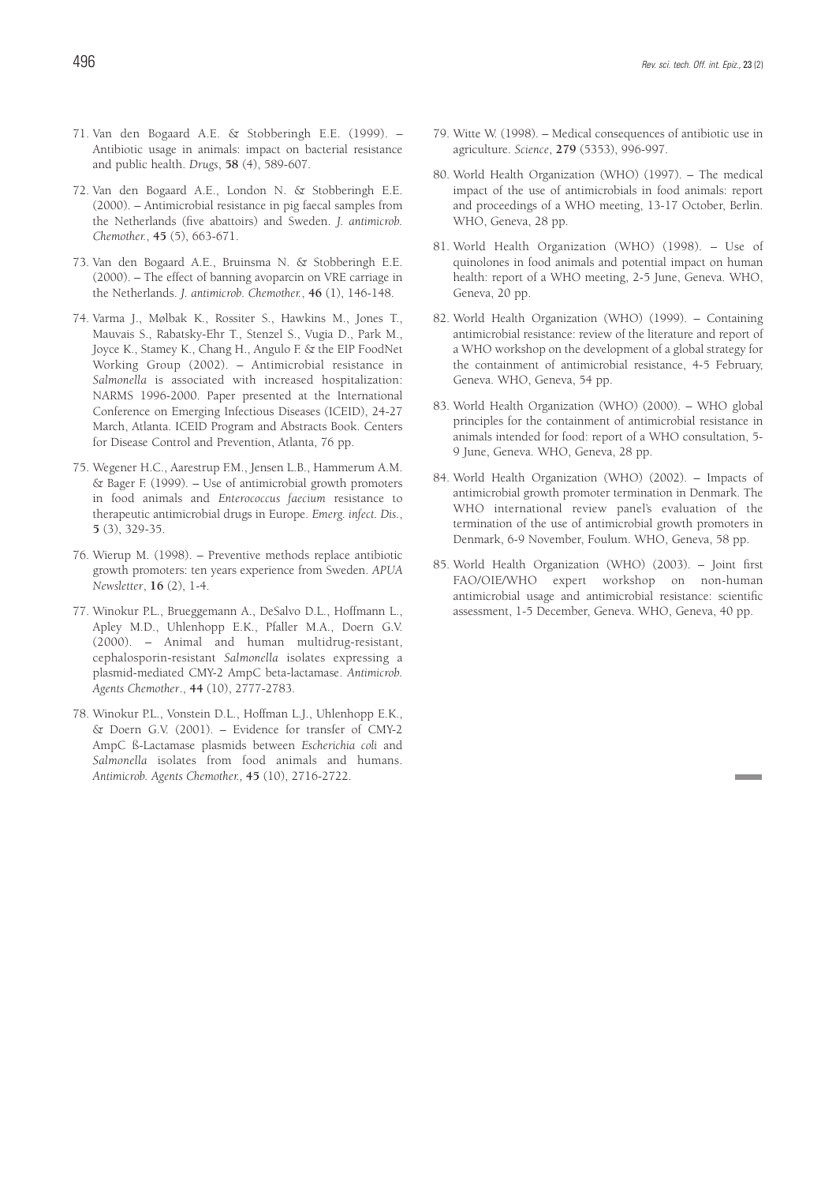71. Van den Bogaard A.E. & Stobberingh E.E. (1999). – Antibiotic usage in animals: impact on bacterial resistance and public health. *Drugs*, **58** (4), 589-607.

72. Van den Bogaard A.E., London N. & Stobberingh E.E. (2000). – Antimicrobial resistance in pig faecal samples from the Netherlands (five abattoirs) and Sweden. *J. antimicrob. Chemother.*, **45** (5), 663-671.

73. Van den Bogaard A.E., Bruinsma N. & Stobberingh E.E. (2000). – The effect of banning avoparcin on VRE carriage in the Netherlands. *J. antimicrob. Chemother.*, **46** (1), 146-148.

74. Varma J., Mølbak K., Rossiter S., Hawkins M., Jones T., Mauvais S., Rabatsky-Ehr T., Stenzel S., Vugia D., Park M., Joyce K., Stamey K., Chang H., Angulo F. & the EIP FoodNet Working Group (2002). – Antimicrobial resistance in *Salmonella* is associated with increased hospitalization: NARMS 1996-2000. Paper presented at the International Conference on Emerging Infectious Diseases (ICEID), 24-27 March, Atlanta. ICEID Program and Abstracts Book. Centers for Disease Control and Prevention, Atlanta, 76 pp.

75. Wegener H.C., Aarestrup F.M., Jensen L.B., Hammerum A.M. & Bager F. (1999). – Use of antimicrobial growth promoters in food animals and *Enterococcus faecium* resistance to therapeutic antimicrobial drugs in Europe. *Emerg. infect. Dis.*, **5** (3), 329-35.

76. Wierup M. (1998). – Preventive methods replace antibiotic growth promoters: ten years experience from Sweden. *APUA Newsletter*, **16** (2), 1-4.

77. Winokur P.L., Brueggemann A., DeSalvo D.L., Hoffmann L., Apley M.D., Uhlenhopp E.K., Pfaller M.A., Doern G.V. (2000). – Animal and human multidrug-resistant, cephalosporin-resistant *Salmonella* isolates expressing a plasmid-mediated CMY-2 AmpC beta-lactamase. *Antimicrob. Agents Chemother.*, **44** (10), 2777-2783.

78. Winokur P.L., Vonstein D.L., Hoffman L.J., Uhlenhopp E.K., & Doern G.V. (2001). – Evidence for transfer of CMY-2 AmpC ß-Lactamase plasmids between *Escherichia coli* and *Salmonella* isolates from food animals and humans. *Antimicrob. Agents Chemother.,* **45** (10), 2716-2722.

79. Witte W. (1998). – Medical consequences of antibiotic use in agriculture. *Science*, **279** (5353), 996-997.

80. World Health Organization (WHO) (1997). – The medical impact of the use of antimicrobials in food animals: report and proceedings of a WHO meeting, 13-17 October, Berlin. WHO, Geneva, 28 pp.

81. World Health Organization (WHO) (1998). – Use of quinolones in food animals and potential impact on human health: report of a WHO meeting, 2-5 June, Geneva. WHO, Geneva, 20 pp.

82. World Health Organization (WHO) (1999). – Containing antimicrobial resistance: review of the literature and report of a WHO workshop on the development of a global strategy for the containment of antimicrobial resistance, 4-5 February, Geneva. WHO, Geneva, 54 pp.

83. World Health Organization (WHO) (2000). – WHO global principles for the containment of antimicrobial resistance in animals intended for food: report of a WHO consultation, 5-9 June, Geneva. WHO, Geneva, 28 pp.

84. World Health Organization (WHO) (2002). – Impacts of antimicrobial growth promoter termination in Denmark. The WHO international review panel's evaluation of the termination of the use of antimicrobial growth promoters in Denmark, 6-9 November, Foulum. WHO, Geneva, 58 pp.

85. World Health Organization (WHO) (2003). – Joint first FAO/OIE/WHO expert workshop on non-human antimicrobial usage and antimicrobial resistance: scientific assessment, 1-5 December, Geneva. WHO, Geneva, 40 pp.